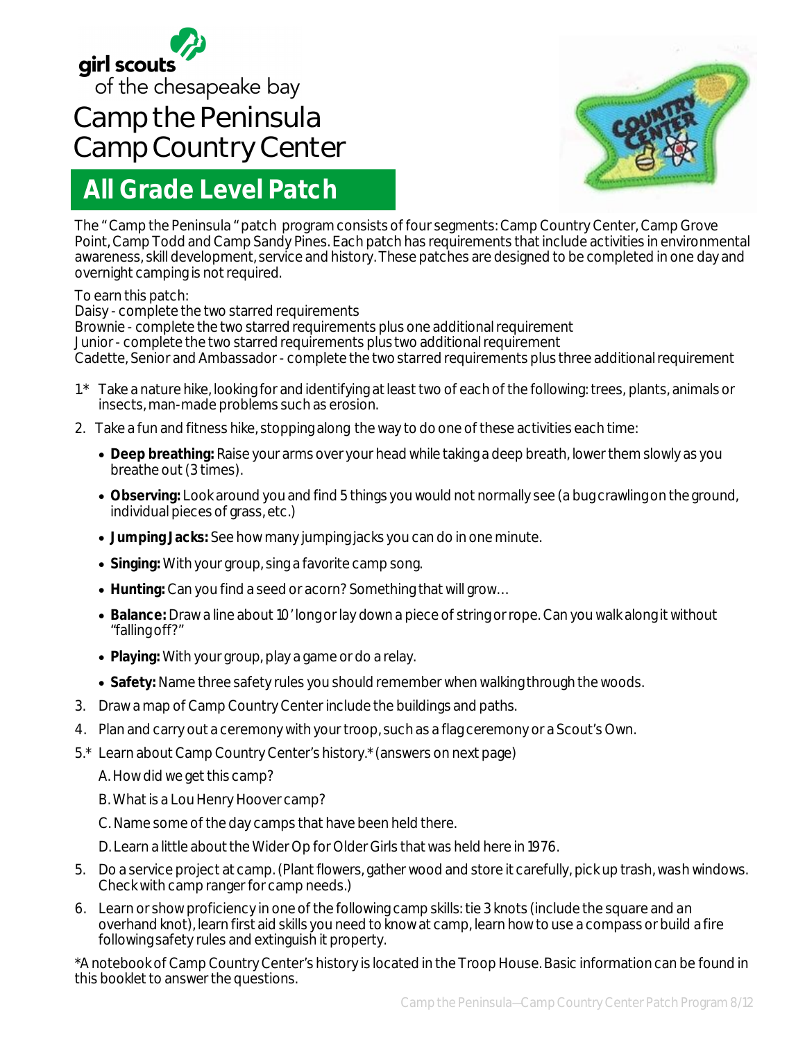girl scouts
of the chesapeake bay

# Camp the Peninsula
# Camp Country Center

## All Grade Level Patch

The " Camp the Peninsula " patch program consists of four segments: Camp Country Center, Camp Grove Point, Camp Todd and Camp Sandy Pines. Each patch has requirements that include activities in environmental awareness, skill development, service and history. These patches are designed to be completed in one day and overnight camping is not required.

To earn this patch:
Daisy - complete the two starred requirements
Brownie - complete the two starred requirements plus one additional requirement
Junior - complete the two starred requirements plus two additional requirement
Cadette, Senior and Ambassador - complete the two starred requirements plus three additional requirement

1.* Take a nature hike, looking for and identifying at least two of each of the following: trees, plants, animals or insects, man-made problems such as erosion.
2. Take a fun and fitness hike, stopping along the way to do one of these activities each time:
    - **Deep breathing:** Raise your arms over your head while taking a deep breath, lower them slowly as you breathe out (3 times).
    - **Observing:** Look around you and find 5 things you would not normally see (a bug crawling on the ground, individual pieces of grass, etc.)
    - **Jumping Jacks:** See how many jumping jacks you can do in one minute.
    - **Singing:** With your group, sing a favorite camp song.
    - **Hunting:** Can you find a seed or acorn? Something that will grow…
    - **Balance:** Draw a line about 10' long or lay down a piece of string or rope. Can you walk along it without "falling off?"
    - **Playing:** With your group, play a game or do a relay.
    - **Safety:** Name three safety rules you should remember when walking through the woods.
3. Draw a map of Camp Country Center include the buildings and paths.
4. Plan and carry out a ceremony with your troop, such as a flag ceremony or a Scout's Own.
5.* Learn about Camp Country Center's history.* (answers on next page)
    A. How did we get this camp?
    B. What is a Lou Henry Hoover camp?
    C. Name some of the day camps that have been held there.
    D. Learn a little about the Wider Op for Older Girls that was held here in 1976.
5. Do a service project at camp. (Plant flowers, gather wood and store it carefully, pick up trash, wash windows. Check with camp ranger for camp needs.)
6. Learn or show proficiency in one of the following camp skills: tie 3 knots (include the square and an overhand knot), learn first aid skills you need to know at camp, learn how to use a compass or build a fire following safety rules and extinguish it properly.

*A notebook of Camp Country Center's history is located in the Troop House. Basic information can be found in this booklet to answer the questions.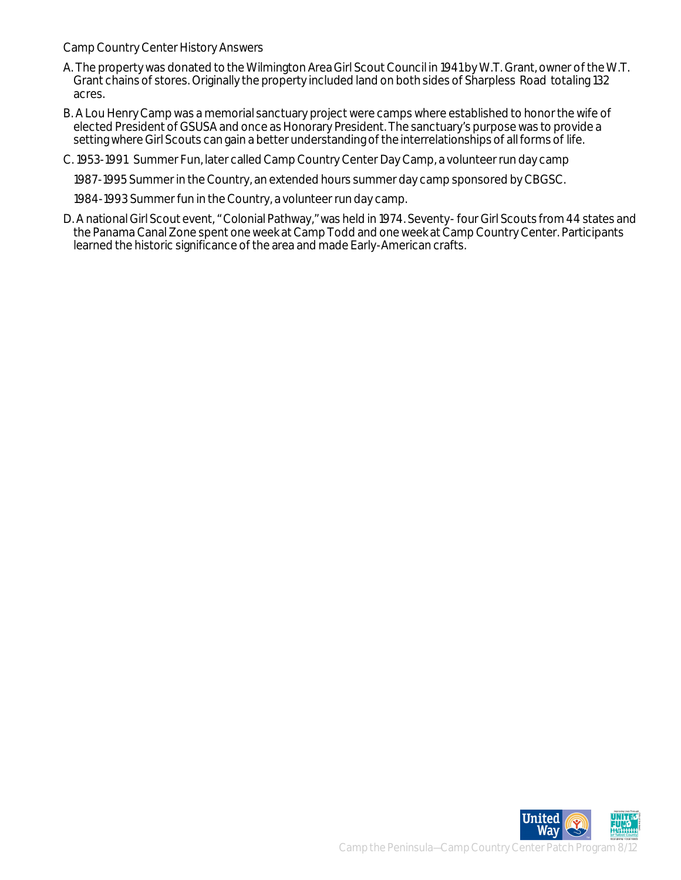Camp Country Center History Answers

A. The property was donated to the Wilmington Area Girl Scout Council in 1941 by W.T. Grant, owner of the W.T. Grant chains of stores. Originally the property included land on both sides of Sharpless Road totaling 132 acres.

B. A Lou Henry Camp was a memorial sanctuary project were camps where established to honor the wife of elected President of GSUSA and once as Honorary President. The sanctuary's purpose was to provide a setting where Girl Scouts can gain a better understanding of the interrelationships of all forms of life.

C. 1953-1991 Summer Fun, later called Camp Country Center Day Camp, a volunteer run day camp

1987-1995 Summer in the Country, an extended hours summer day camp sponsored by CBGSC.

1984-1993 Summer fun in the Country, a volunteer run day camp.

D. A national Girl Scout event, "Colonial Pathway," was held in 1974. Seventy- four Girl Scouts from 44 states and the Panama Canal Zone spent one week at Camp Todd and one week at Camp Country Center. Participants learned the historic significance of the area and made Early-American crafts.